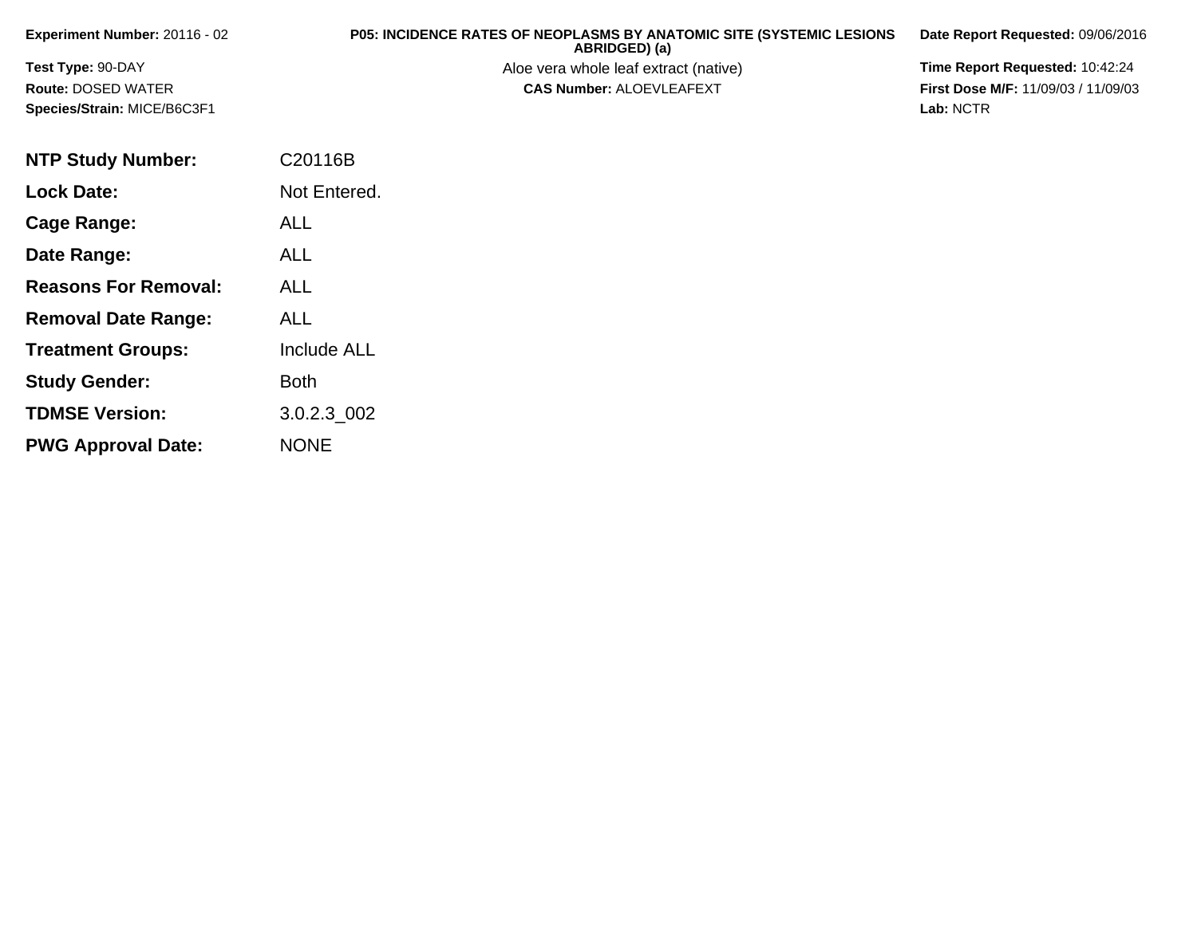**Experiment Number:** 20116 - 02

**Test Type:** 90-DAY

**Route:** DOSED WATER

**Species/Strain:** MICE/B6C3F1

**P05: INCIDENCE RATES OF NEOPLASMS BY ANATOMIC SITE (SYSTEMIC LESIONS ABRIDGED) (a)**

Aloe vera whole leaf extract (native)

**CAS Number:** ALOEVLEAFEXT

**Date Report Requested:** 09/06/2016

**Time Report Requested:** 10:42:24

**First Dose M/F:** 11/09/03 / 11/09/03

**Lab:** NCTR

| | |
|---|---|
| **NTP Study Number:** | C20116B |
| **Lock Date:** | Not Entered. |
| **Cage Range:** | ALL |
| **Date Range:** | ALL |
| **Reasons For Removal:** | ALL |
| **Removal Date Range:** | ALL |
| **Treatment Groups:** | Include ALL |
| **Study Gender:** | Both |
| **TDMSE Version:** | 3.0.2.3_002 |
| **PWG Approval Date:** | NONE |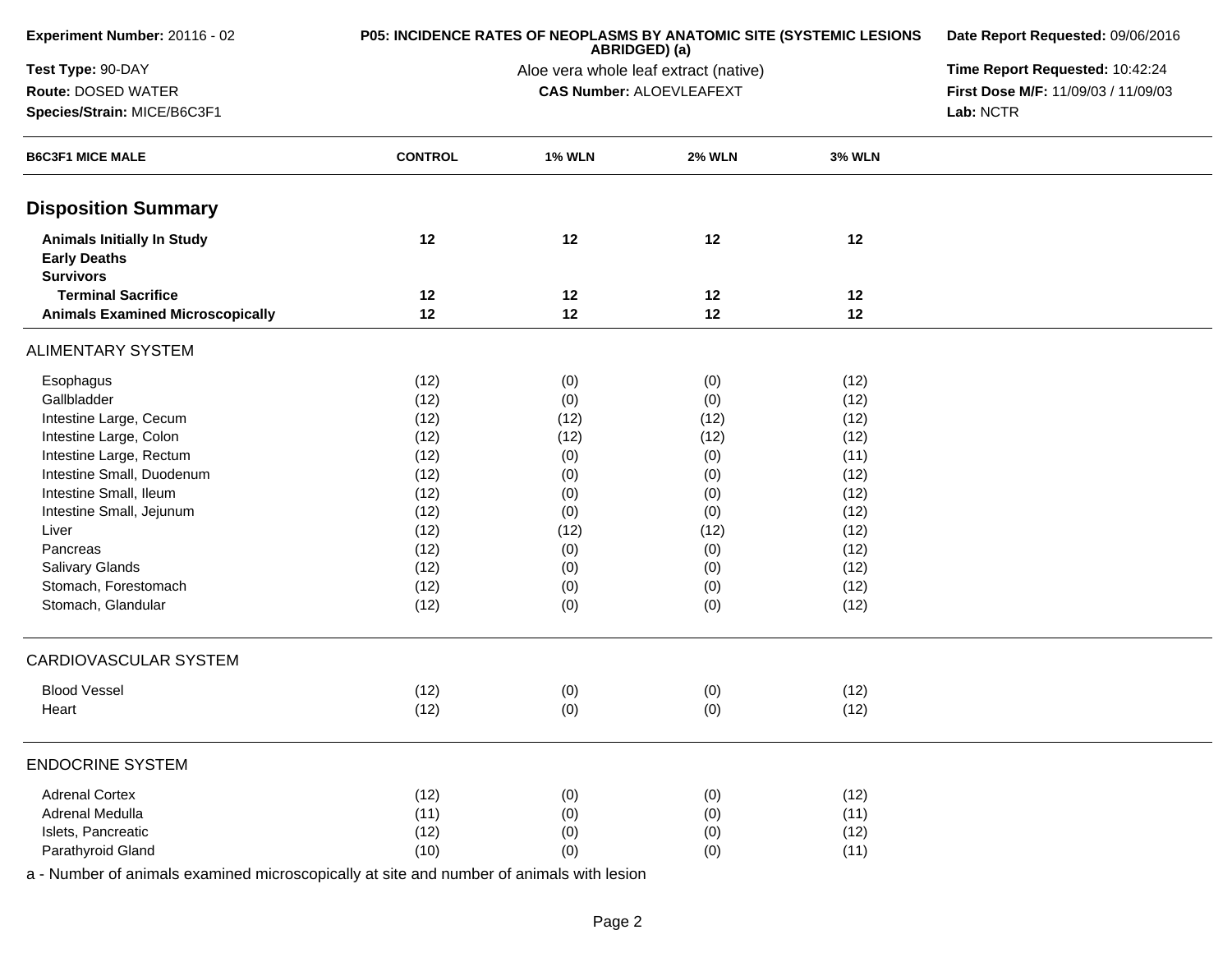**Experiment Number:** 20116 - 02
**Test Type:** 90-DAY
**Route:** DOSED WATER
**Species/Strain:** MICE/B6C3F1

**P05: INCIDENCE RATES OF NEOPLASMS BY ANATOMIC SITE (SYSTEMIC LESIONS ABRIDGED) (a)**
Aloe vera whole leaf extract (native)
**CAS Number:** ALOEVLEAFEXT

**Date Report Requested:** 09/06/2016
**Time Report Requested:** 10:42:24
**First Dose M/F:** 11/09/03 / 11/09/03
**Lab:** NCTR

| B6C3F1 MICE MALE | CONTROL | 1% WLN | 2% WLN | 3% WLN |
|---|---|---|---|---|
| **Disposition Summary** | | | | |
| **Animals Initially In Study** | **12** | **12** | **12** | **12** |
| **Early Deaths** | | | | |
| **Survivors** | | | | |
| **Terminal Sacrifice** | **12** | **12** | **12** | **12** |
| **Animals Examined Microscopically** | **12** | **12** | **12** | **12** |
| ALIMENTARY SYSTEM | | | | |
| Esophagus | (12) | (0) | (0) | (12) |
| Gallbladder | (12) | (0) | (0) | (12) |
| Intestine Large, Cecum | (12) | (12) | (12) | (12) |
| Intestine Large, Colon | (12) | (12) | (12) | (12) |
| Intestine Large, Rectum | (12) | (0) | (0) | (11) |
| Intestine Small, Duodenum | (12) | (0) | (0) | (12) |
| Intestine Small, Ileum | (12) | (0) | (0) | (12) |
| Intestine Small, Jejunum | (12) | (0) | (0) | (12) |
| Liver | (12) | (12) | (12) | (12) |
| Pancreas | (12) | (0) | (0) | (12) |
| Salivary Glands | (12) | (0) | (0) | (12) |
| Stomach, Forestomach | (12) | (0) | (0) | (12) |
| Stomach, Glandular | (12) | (0) | (0) | (12) |
| CARDIOVASCULAR SYSTEM | | | | |
| Blood Vessel | (12) | (0) | (0) | (12) |
| Heart | (12) | (0) | (0) | (12) |
| ENDOCRINE SYSTEM | | | | |
| Adrenal Cortex | (12) | (0) | (0) | (12) |
| Adrenal Medulla | (11) | (0) | (0) | (11) |
| Islets, Pancreatic | (12) | (0) | (0) | (12) |
| Parathyroid Gland | (10) | (0) | (0) | (11) |

a - Number of animals examined microscopically at site and number of animals with lesion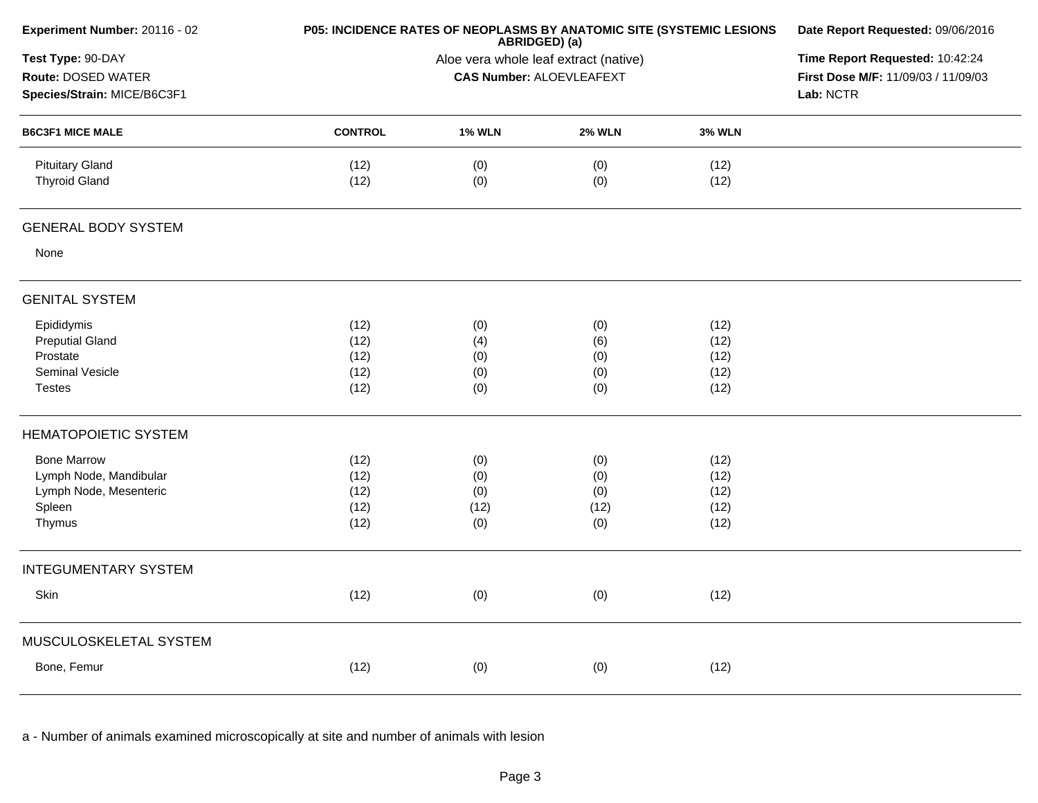**Experiment Number:** 20116 - 02

**Test Type:** 90-DAY

**Route:** DOSED WATER

**Species/Strain:** MICE/B6C3F1

**P05: INCIDENCE RATES OF NEOPLASMS BY ANATOMIC SITE (SYSTEMIC LESIONS ABRIDGED) (a)**

Aloe vera whole leaf extract (native)

**CAS Number:** ALOEVLEAFEXT

**Date Report Requested:** 09/06/2016

**Time Report Requested:** 10:42:24

**First Dose M/F:** 11/09/03 / 11/09/03

**Lab:** NCTR

| B6C3F1 MICE MALE | CONTROL | 1% WLN | 2% WLN | 3% WLN |
|---|---|---|---|---|
| Pituitary Gland | (12) | (0) | (0) | (12) |
| Thyroid Gland | (12) | (0) | (0) | (12) |
| **GENERAL BODY SYSTEM** | | | | |
| None | | | | |
| **GENITAL SYSTEM** | | | | |
| Epididymis | (12) | (0) | (0) | (12) |
| Preputial Gland | (12) | (4) | (6) | (12) |
| Prostate | (12) | (0) | (0) | (12) |
| Seminal Vesicle | (12) | (0) | (0) | (12) |
| Testes | (12) | (0) | (0) | (12) |
| **HEMATOPOIETIC SYSTEM** | | | | |
| Bone Marrow | (12) | (0) | (0) | (12) |
| Lymph Node, Mandibular | (12) | (0) | (0) | (12) |
| Lymph Node, Mesenteric | (12) | (0) | (0) | (12) |
| Spleen | (12) | (12) | (12) | (12) |
| Thymus | (12) | (0) | (0) | (12) |
| **INTEGUMENTARY SYSTEM** | | | | |
| Skin | (12) | (0) | (0) | (12) |
| **MUSCULOSKELETAL SYSTEM** | | | | |
| Bone, Femur | (12) | (0) | (0) | (12) |

a - Number of animals examined microscopically at site and number of animals with lesion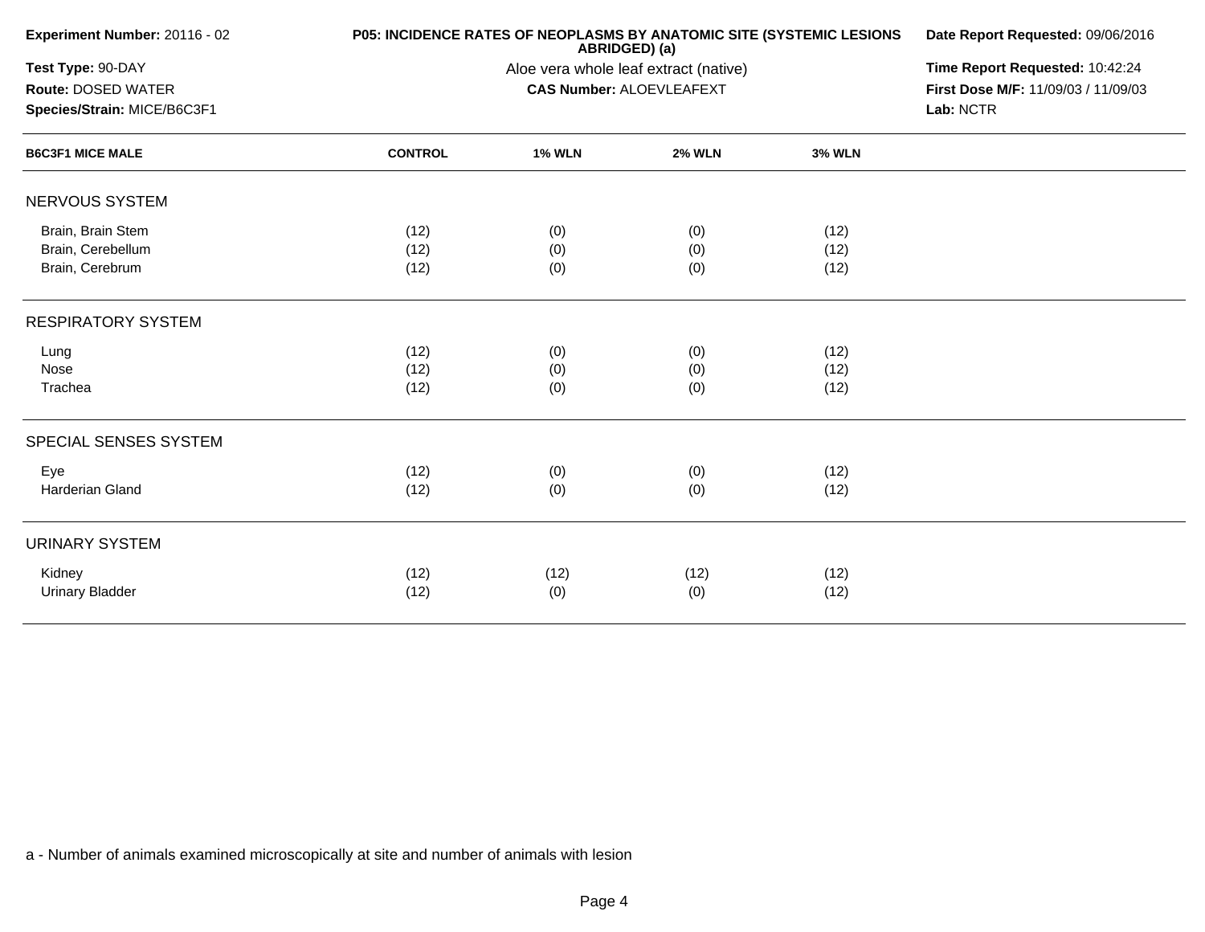**Experiment Number:** 20116 - 02

**Test Type:** 90-DAY

**Route:** DOSED WATER

**Species/Strain:** MICE/B6C3F1

**P05: INCIDENCE RATES OF NEOPLASMS BY ANATOMIC SITE (SYSTEMIC LESIONS ABRIDGED) (a)**

Aloe vera whole leaf extract (native)

**CAS Number:** ALOEVLEAFEXT

**Date Report Requested:** 09/06/2016

**Time Report Requested:** 10:42:24

**First Dose M/F:** 11/09/03 / 11/09/03

**Lab:** NCTR

| B6C3F1 MICE MALE | CONTROL | 1% WLN | 2% WLN | 3% WLN |
|---|---|---|---|---|
| NERVOUS SYSTEM | | | | |
| Brain, Brain Stem | (12) | (0) | (0) | (12) |
| Brain, Cerebellum | (12) | (0) | (0) | (12) |
| Brain, Cerebrum | (12) | (0) | (0) | (12) |
| RESPIRATORY SYSTEM | | | | |
| Lung | (12) | (0) | (0) | (12) |
| Nose | (12) | (0) | (0) | (12) |
| Trachea | (12) | (0) | (0) | (12) |
| SPECIAL SENSES SYSTEM | | | | |
| Eye | (12) | (0) | (0) | (12) |
| Harderian Gland | (12) | (0) | (0) | (12) |
| URINARY SYSTEM | | | | |
| Kidney | (12) | (12) | (12) | (12) |
| Urinary Bladder | (12) | (0) | (0) | (12) |

a - Number of animals examined microscopically at site and number of animals with lesion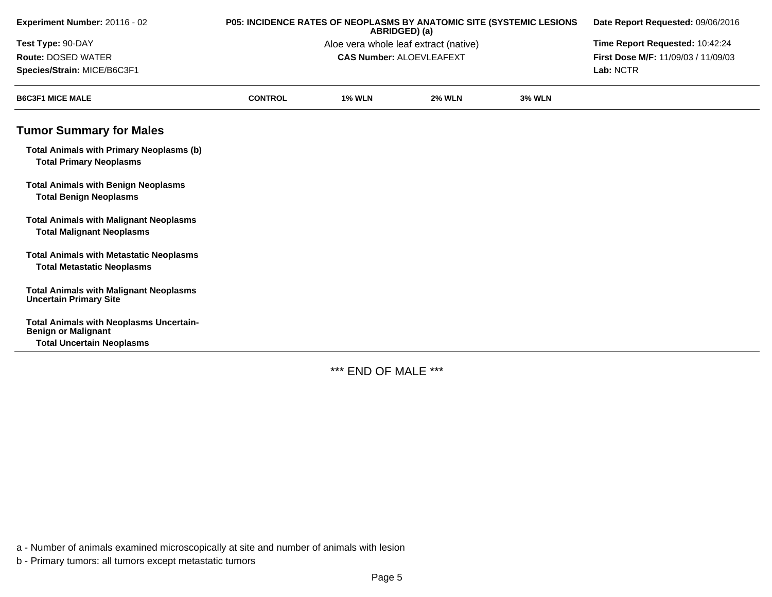**Experiment Number:** 20116 - 02
**Test Type:** 90-DAY
**Route:** DOSED WATER
**Species/Strain:** MICE/B6C3F1

**P05: INCIDENCE RATES OF NEOPLASMS BY ANATOMIC SITE (SYSTEMIC LESIONS ABRIDGED) (a)**
Aloe vera whole leaf extract (native)
**CAS Number:** ALOEVLEAFEXT

**Date Report Requested:** 09/06/2016
**Time Report Requested:** 10:42:24
**First Dose M/F:** 11/09/03 / 11/09/03
**Lab:** NCTR

| B6C3F1 MICE MALE | CONTROL | 1% WLN | 2% WLN | 3% WLN |
|---|---|---|---|---|

## Tumor Summary for Males

| | | | | |
|---|---|---|---|---|
| **Total Animals with Primary Neoplasms (b)** | | | | |
| **Total Primary Neoplasms** | | | | |
| **Total Animals with Benign Neoplasms** | | | | |
| **Total Benign Neoplasms** | | | | |
| **Total Animals with Malignant Neoplasms** | | | | |
| **Total Malignant Neoplasms** | | | | |
| **Total Animals with Metastatic Neoplasms** | | | | |
| **Total Metastatic Neoplasms** | | | | |
| **Total Animals with Malignant Neoplasms Uncertain Primary Site** | | | | |
| **Total Animals with Neoplasms Uncertain-Benign or Malignant** | | | | |
| **Total Uncertain Neoplasms** | | | | |

*** END OF MALE ***

a - Number of animals examined microscopically at site and number of animals with lesion

b - Primary tumors: all tumors except metastatic tumors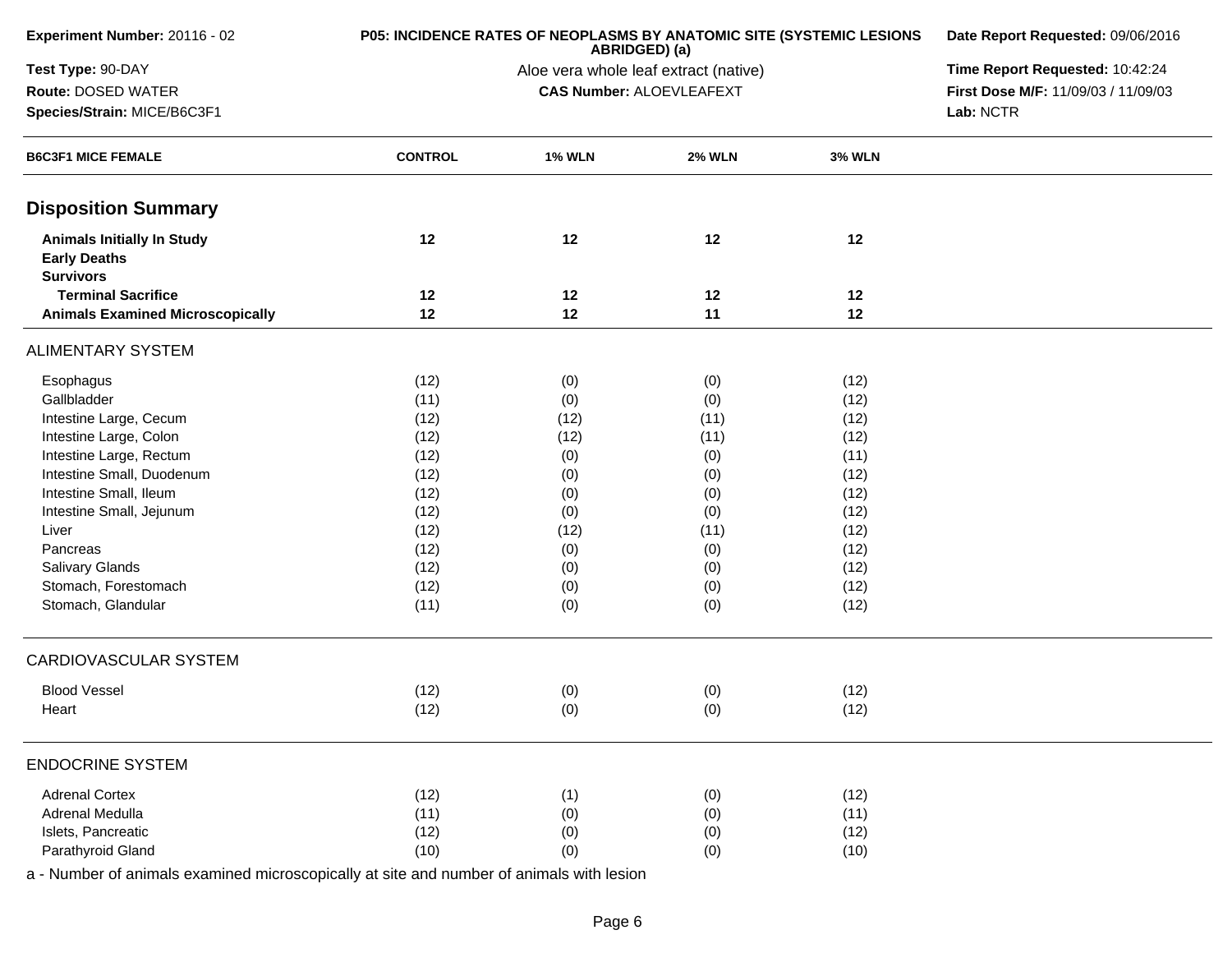**Experiment Number:** 20116 - 02
**Test Type:** 90-DAY
**Route:** DOSED WATER
**Species/Strain:** MICE/B6C3F1

**P05: INCIDENCE RATES OF NEOPLASMS BY ANATOMIC SITE (SYSTEMIC LESIONS ABRIDGED) (a)**
Aloe vera whole leaf extract (native)
**CAS Number:** ALOEVLEAFEXT

**Date Report Requested:** 09/06/2016
**Time Report Requested:** 10:42:24
**First Dose M/F:** 11/09/03 / 11/09/03
**Lab:** NCTR

| B6C3F1 MICE FEMALE | CONTROL | 1% WLN | 2% WLN | 3% WLN |
|---|---|---|---|---|
| **Disposition Summary** | | | | |
| **Animals Initially In Study** | **12** | **12** | **12** | **12** |
| **Early Deaths** | | | | |
| **Survivors** | | | | |
| **Terminal Sacrifice** | **12** | **12** | **12** | **12** |
| **Animals Examined Microscopically** | **12** | **12** | **11** | **12** |
| ALIMENTARY SYSTEM | | | | |
| Esophagus | (12) | (0) | (0) | (12) |
| Gallbladder | (11) | (0) | (0) | (12) |
| Intestine Large, Cecum | (12) | (12) | (11) | (12) |
| Intestine Large, Colon | (12) | (12) | (11) | (12) |
| Intestine Large, Rectum | (12) | (0) | (0) | (11) |
| Intestine Small, Duodenum | (12) | (0) | (0) | (12) |
| Intestine Small, Ileum | (12) | (0) | (0) | (12) |
| Intestine Small, Jejunum | (12) | (0) | (0) | (12) |
| Liver | (12) | (12) | (11) | (12) |
| Pancreas | (12) | (0) | (0) | (12) |
| Salivary Glands | (12) | (0) | (0) | (12) |
| Stomach, Forestomach | (12) | (0) | (0) | (12) |
| Stomach, Glandular | (11) | (0) | (0) | (12) |
| CARDIOVASCULAR SYSTEM | | | | |
| Blood Vessel | (12) | (0) | (0) | (12) |
| Heart | (12) | (0) | (0) | (12) |
| ENDOCRINE SYSTEM | | | | |
| Adrenal Cortex | (12) | (1) | (0) | (12) |
| Adrenal Medulla | (11) | (0) | (0) | (11) |
| Islets, Pancreatic | (12) | (0) | (0) | (12) |
| Parathyroid Gland | (10) | (0) | (0) | (10) |

a - Number of animals examined microscopically at site and number of animals with lesion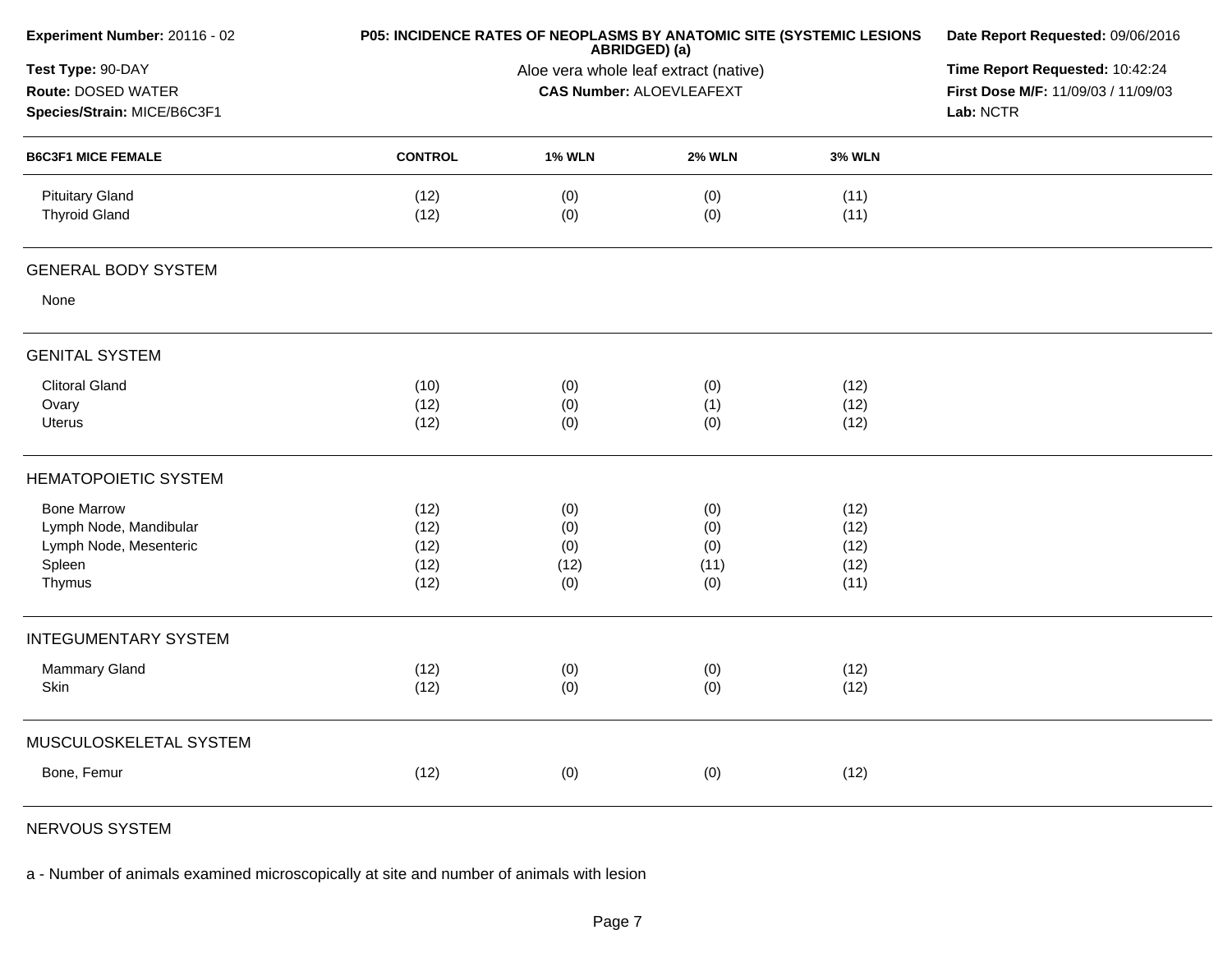**Experiment Number:** 20116 - 02
**Test Type:** 90-DAY
**Route:** DOSED WATER
**Species/Strain:** MICE/B6C3F1

**P05: INCIDENCE RATES OF NEOPLASMS BY ANATOMIC SITE (SYSTEMIC LESIONS ABRIDGED) (a)**
Aloe vera whole leaf extract (native)
**CAS Number:** ALOEVLEAFEXT

**Date Report Requested:** 09/06/2016
**Time Report Requested:** 10:42:24
**First Dose M/F:** 11/09/03 / 11/09/03
**Lab:** NCTR

| B6C3F1 MICE FEMALE | CONTROL | 1% WLN | 2% WLN | 3% WLN |
|---|---|---|---|---|
| Pituitary Gland | (12) | (0) | (0) | (11) |
| Thyroid Gland | (12) | (0) | (0) | (11) |
| **GENERAL BODY SYSTEM** | | | | |
| None | | | | |
| **GENITAL SYSTEM** | | | | |
| Clitoral Gland | (10) | (0) | (0) | (12) |
| Ovary | (12) | (0) | (1) | (12) |
| Uterus | (12) | (0) | (0) | (12) |
| **HEMATOPOIETIC SYSTEM** | | | | |
| Bone Marrow | (12) | (0) | (0) | (12) |
| Lymph Node, Mandibular | (12) | (0) | (0) | (12) |
| Lymph Node, Mesenteric | (12) | (0) | (0) | (12) |
| Spleen | (12) | (12) | (11) | (12) |
| Thymus | (12) | (0) | (0) | (11) |
| **INTEGUMENTARY SYSTEM** | | | | |
| Mammary Gland | (12) | (0) | (0) | (12) |
| Skin | (12) | (0) | (0) | (12) |
| **MUSCULOSKELETAL SYSTEM** | | | | |
| Bone, Femur | (12) | (0) | (0) | (12) |
| **NERVOUS SYSTEM** | | | | |

a - Number of animals examined microscopically at site and number of animals with lesion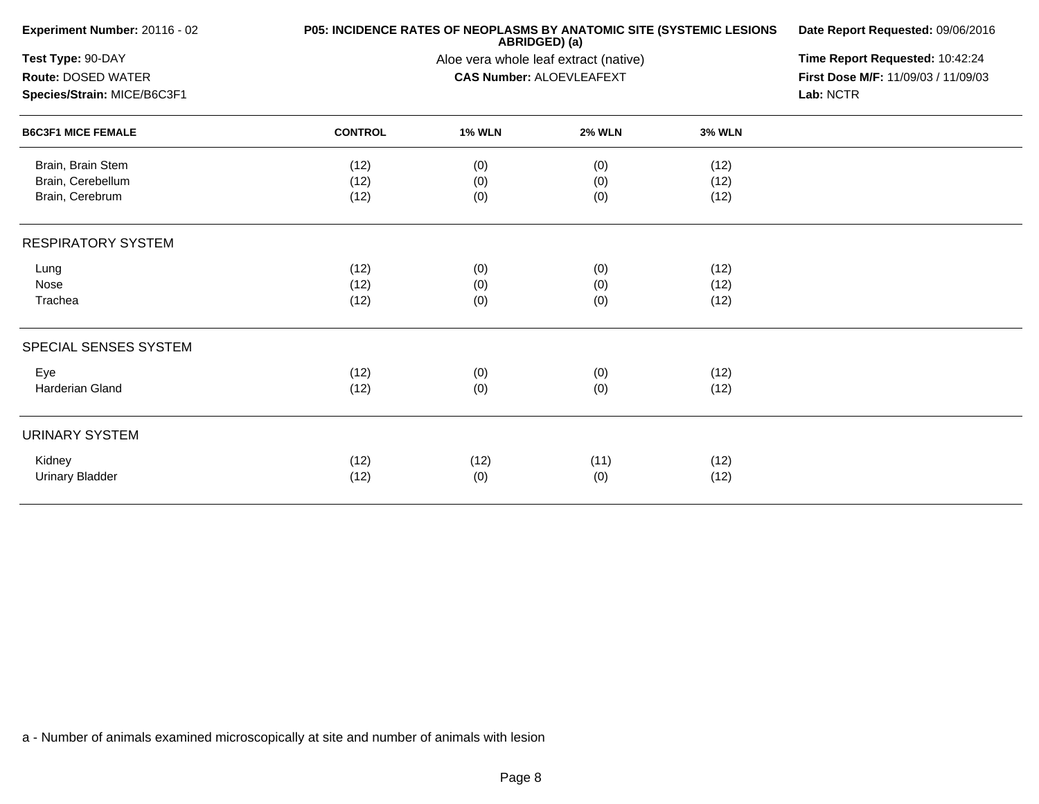**Experiment Number:** 20116 - 02
**Test Type:** 90-DAY
**Route:** DOSED WATER
**Species/Strain:** MICE/B6C3F1

**P05: INCIDENCE RATES OF NEOPLASMS BY ANATOMIC SITE (SYSTEMIC LESIONS ABRIDGED) (a)**
Aloe vera whole leaf extract (native)
**CAS Number:** ALOEVLEAFEXT

**Date Report Requested:** 09/06/2016
**Time Report Requested:** 10:42:24
**First Dose M/F:** 11/09/03 / 11/09/03
**Lab:** NCTR

| B6C3F1 MICE FEMALE | CONTROL | 1% WLN | 2% WLN | 3% WLN |
|---|---|---|---|---|
| Brain, Brain Stem | (12) | (0) | (0) | (12) |
| Brain, Cerebellum | (12) | (0) | (0) | (12) |
| Brain, Cerebrum | (12) | (0) | (0) | (12) |
| RESPIRATORY SYSTEM | | | | |
| Lung | (12) | (0) | (0) | (12) |
| Nose | (12) | (0) | (0) | (12) |
| Trachea | (12) | (0) | (0) | (12) |
| SPECIAL SENSES SYSTEM | | | | |
| Eye | (12) | (0) | (0) | (12) |
| Harderian Gland | (12) | (0) | (0) | (12) |
| URINARY SYSTEM | | | | |
| Kidney | (12) | (12) | (11) | (12) |
| Urinary Bladder | (12) | (0) | (0) | (12) |

a - Number of animals examined microscopically at site and number of animals with lesion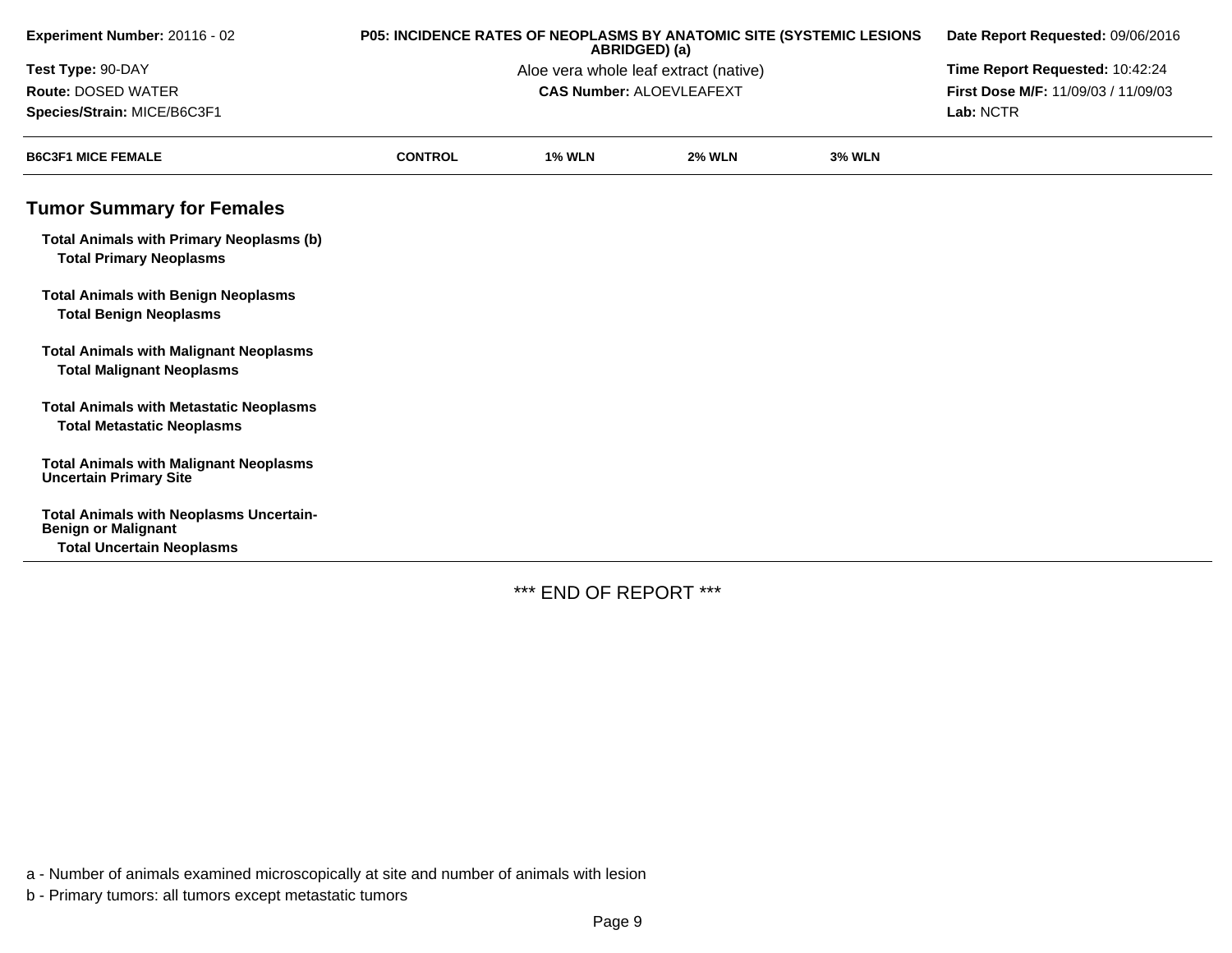| Experiment Number: 20116 - 02 | P05: INCIDENCE RATES OF NEOPLASMS BY ANATOMIC SITE (SYSTEMIC LESIONS ABRIDGED) (a) | Date Report Requested: 09/06/2016 |
|---|---|---|
| Test Type: 90-DAY | Aloe vera whole leaf extract (native) | Time Report Requested: 10:42:24 |
| Route: DOSED WATER | CAS Number: ALOEVLEAFEXT | First Dose M/F: 11/09/03 / 11/09/03 |
| Species/Strain: MICE/B6C3F1 | | Lab: NCTR |

| B6C3F1 MICE FEMALE | CONTROL | 1% WLN | 2% WLN | 3% WLN |
|---|---|---|---|---|
| **Tumor Summary for Females** | | | | |
| **Total Animals with Primary Neoplasms (b)** | | | | |
| **Total Primary Neoplasms** | | | | |
| **Total Animals with Benign Neoplasms** | | | | |
| **Total Benign Neoplasms** | | | | |
| **Total Animals with Malignant Neoplasms** | | | | |
| **Total Malignant Neoplasms** | | | | |
| **Total Animals with Metastatic Neoplasms** | | | | |
| **Total Metastatic Neoplasms** | | | | |
| **Total Animals with Malignant Neoplasms Uncertain Primary Site** | | | | |
| **Total Animals with Neoplasms Uncertain-Benign or Malignant** | | | | |
| **Total Uncertain Neoplasms** | | | | |

*** END OF REPORT ***

a - Number of animals examined microscopically at site and number of animals with lesion

b - Primary tumors: all tumors except metastatic tumors